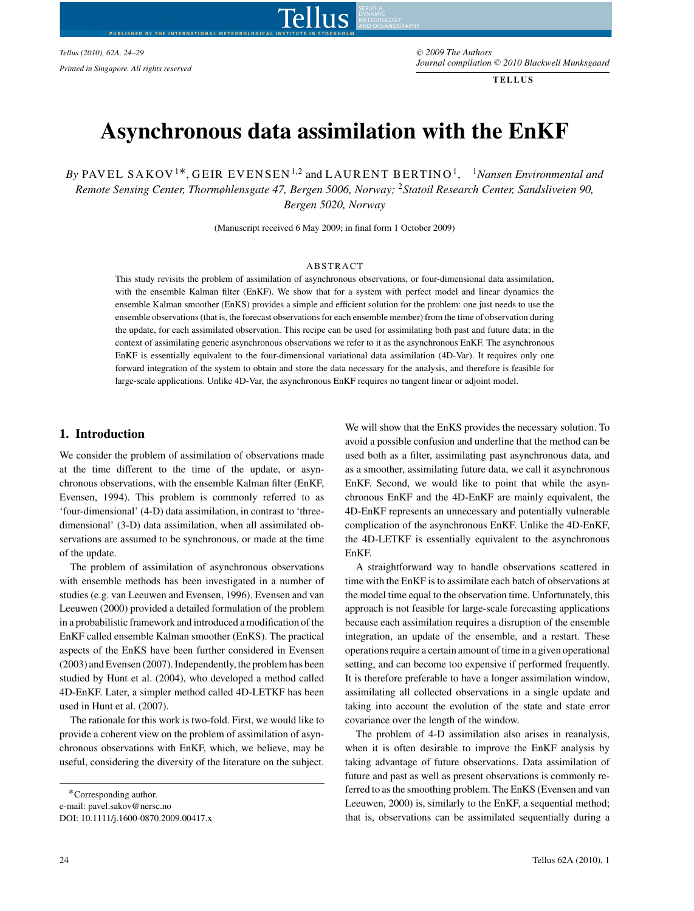# Asynchronous data assimilation with the EnKF

*By* PAVEL SAKOV[1*], GEIR EVENSEN[1,2] and LAURENT BERTINO[1], [1]*Nansen Environmental and Remote Sensing Center, Thormøhlensgate 47, Bergen 5006, Norway;* [2]*Statoil Research Center, Sandsliveien 90, Bergen 5020, Norway*

(Manuscript received 6 May 2009; in final form 1 October 2009)

## ABSTRACT

This study revisits the problem of assimilation of asynchronous observations, or four-dimensional data assimilation, with the ensemble Kalman filter (EnKF). We show that for a system with perfect model and linear dynamics the ensemble Kalman smoother (EnKS) provides a simple and efficient solution for the problem: one just needs to use the ensemble observations (that is, the forecast observations for each ensemble member) from the time of observation during the update, for each assimilated observation. This recipe can be used for assimilating both past and future data; in the context of assimilating generic asynchronous observations we refer to it as the asynchronous EnKF. The asynchronous EnKF is essentially equivalent to the four-dimensional variational data assimilation (4D-Var). It requires only one forward integration of the system to obtain and store the data necessary for the analysis, and therefore is feasible for large-scale applications. Unlike 4D-Var, the asynchronous EnKF requires no tangent linear or adjoint model.

## 1. Introduction

We consider the problem of assimilation of observations made at the time different to the time of the update, or asynchronous observations, with the ensemble Kalman filter (EnKF, Evensen, 1994). This problem is commonly referred to as 'four-dimensional' (4-D) data assimilation, in contrast to 'three-dimensional' (3-D) data assimilation, when all assimilated observations are assumed to be synchronous, or made at the time of the update.

The problem of assimilation of asynchronous observations with ensemble methods has been investigated in a number of studies (e.g. van Leeuwen and Evensen, 1996). Evensen and van Leeuwen (2000) provided a detailed formulation of the problem in a probabilistic framework and introduced a modification of the EnKF called ensemble Kalman smoother (EnKS). The practical aspects of the EnKS have been further considered in Evensen (2003) and Evensen (2007). Independently, the problem has been studied by Hunt et al. (2004), who developed a method called 4D-EnKF. Later, a simpler method called 4D-LETKF has been used in Hunt et al. (2007).

The rationale for this work is two-fold. First, we would like to provide a coherent view on the problem of assimilation of asynchronous observations with EnKF, which, we believe, may be useful, considering the diversity of the literature on the subject. We will show that the EnKS provides the necessary solution. To avoid a possible confusion and underline that the method can be used both as a filter, assimilating past asynchronous data, and as a smoother, assimilating future data, we call it asynchronous EnKF. Second, we would like to point that while the asynchronous EnKF and the 4D-EnKF are mainly equivalent, the 4D-EnKF represents an unnecessary and potentially vulnerable complication of the asynchronous EnKF. Unlike the 4D-EnKF, the 4D-LETKF is essentially equivalent to the asynchronous EnKF.

A straightforward way to handle observations scattered in time with the EnKF is to assimilate each batch of observations at the model time equal to the observation time. Unfortunately, this approach is not feasible for large-scale forecasting applications because each assimilation requires a disruption of the ensemble integration, an update of the ensemble, and a restart. These operations require a certain amount of time in a given operational setting, and can become too expensive if performed frequently. It is therefore preferable to have a longer assimilation window, assimilating all collected observations in a single update and taking into account the evolution of the state and state error covariance over the length of the window.

The problem of 4-D assimilation also arises in reanalysis, when it is often desirable to improve the EnKF analysis by taking advantage of future observations. Data assimilation of future and past as well as present observations is commonly referred to as the smoothing problem. The EnKS (Evensen and van Leeuwen, 2000) is, similarly to the EnKF, a sequential method; that is, observations can be assimilated sequentially during a

---

*Corresponding author.  
e-mail: pavel.sakov@nersc.no  
DOI: 10.1111/j.1600-0870.2009.00417.x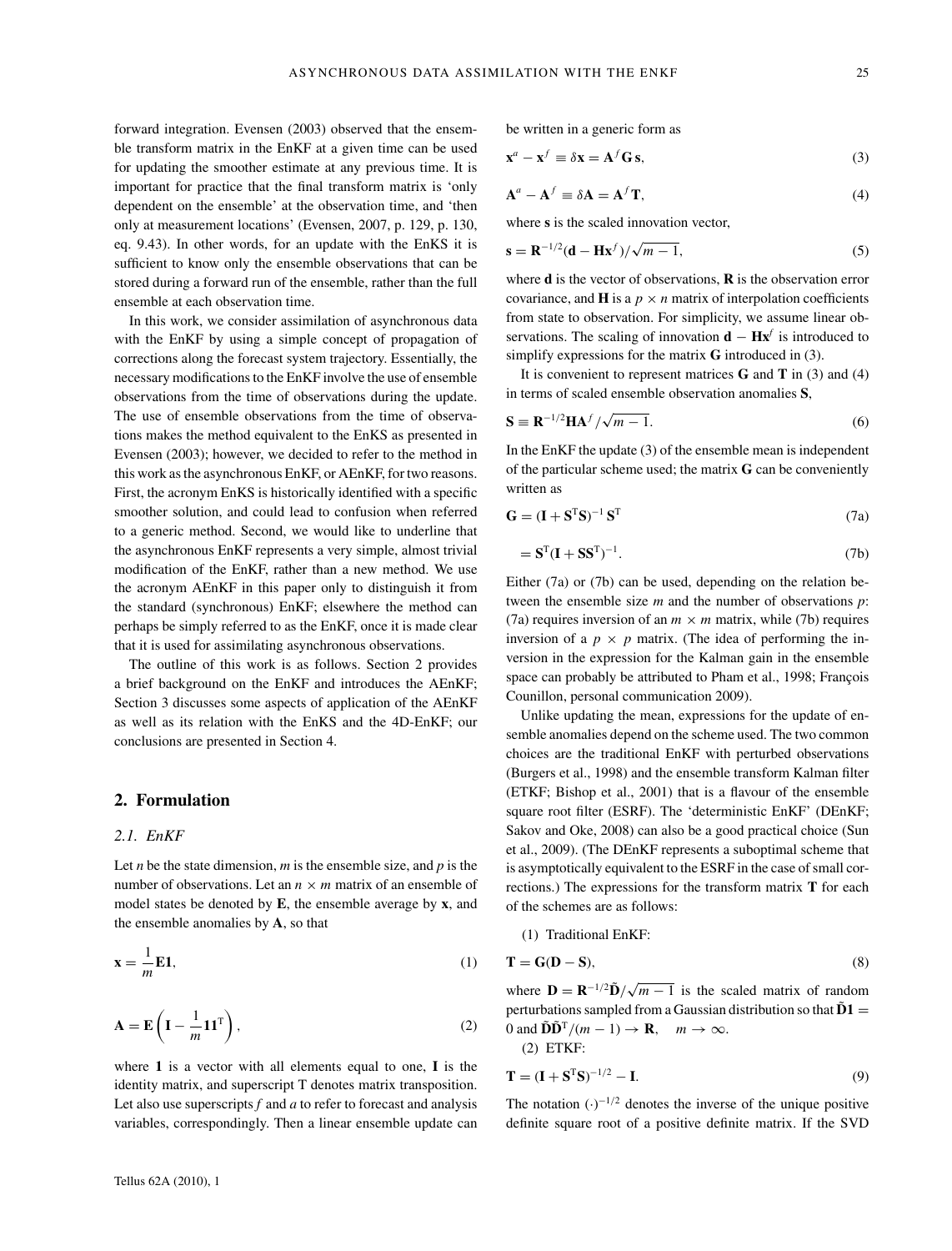forward integration. Evensen (2003) observed that the ensemble transform matrix in the EnKF at a given time can be used for updating the smoother estimate at any previous time. It is important for practice that the final transform matrix is 'only dependent on the ensemble' at the observation time, and 'then only at measurement locations' (Evensen, 2007, p. 129, p. 130, eq. 9.43). In other words, for an update with the EnKS it is sufficient to know only the ensemble observations that can be stored during a forward run of the ensemble, rather than the full ensemble at each observation time.

In this work, we consider assimilation of asynchronous data with the EnKF by using a simple concept of propagation of corrections along the forecast system trajectory. Essentially, the necessary modifications to the EnKF involve the use of ensemble observations from the time of observations during the update. The use of ensemble observations from the time of observations makes the method equivalent to the EnKS as presented in Evensen (2003); however, we decided to refer to the method in this work as the asynchronous EnKF, or AEnKF, for two reasons. First, the acronym EnKS is historically identified with a specific smoother solution, and could lead to confusion when referred to a generic method. Second, we would like to underline that the asynchronous EnKF represents a very simple, almost trivial modification of the EnKF, rather than a new method. We use the acronym AEnKF in this paper only to distinguish it from the standard (synchronous) EnKF; elsewhere the method can perhaps be simply referred to as the EnKF, once it is made clear that it is used for assimilating asynchronous observations.

The outline of this work is as follows. Section 2 provides a brief background on the EnKF and introduces the AEnKF; Section 3 discusses some aspects of application of the AEnKF as well as its relation with the EnKS and the 4D-EnKF; our conclusions are presented in Section 4.

## 2. Formulation

### *2.1. EnKF*

Let $n$ be the state dimension, $m$ is the ensemble size, and $p$ is the number of observations. Let an $n \times m$ matrix of an ensemble of model states be denoted by $\mathbf{E}$, the ensemble average by $\mathbf{x}$, and the ensemble anomalies by $\mathbf{A}$, so that

$$\mathbf{x} = \frac{1}{m}\mathbf{E}\mathbf{1}, \tag{1}$$

$$\mathbf{A} = \mathbf{E}\left(\mathbf{I} - \frac{1}{m}\mathbf{1}\mathbf{1}^{\mathrm{T}}\right), \tag{2}$$

where $\mathbf{1}$ is a vector with all elements equal to one, $\mathbf{I}$ is the identity matrix, and superscript T denotes matrix transposition. Let also use superscripts $f$ and $a$ to refer to forecast and analysis variables, correspondingly. Then a linear ensemble update can be written in a generic form as

$$\mathbf{x}^a - \mathbf{x}^f \equiv \delta\mathbf{x} = \mathbf{A}^f\mathbf{G}\,\mathbf{s}, \tag{3}$$

$$\mathbf{A}^a - \mathbf{A}^f \equiv \delta\mathbf{A} = \mathbf{A}^f\mathbf{T}, \tag{4}$$

where $\mathbf{s}$ is the scaled innovation vector,

$$\mathbf{s} = \mathbf{R}^{-1/2}(\mathbf{d} - \mathbf{H}\mathbf{x}^f)/\sqrt{m-1}, \tag{5}$$

where $\mathbf{d}$ is the vector of observations, $\mathbf{R}$ is the observation error covariance, and $\mathbf{H}$ is a $p \times n$ matrix of interpolation coefficients from state to observation. For simplicity, we assume linear observations. The scaling of innovation $\mathbf{d} - \mathbf{H}\mathbf{x}^f$ is introduced to simplify expressions for the matrix $\mathbf{G}$ introduced in (3).

It is convenient to represent matrices $\mathbf{G}$ and $\mathbf{T}$ in (3) and (4) in terms of scaled ensemble observation anomalies $\mathbf{S}$,

$$\mathbf{S} \equiv \mathbf{R}^{-1/2}\mathbf{H}\mathbf{A}^f/\sqrt{m-1}. \tag{6}$$

In the EnKF the update (3) of the ensemble mean is independent of the particular scheme used; the matrix $\mathbf{G}$ can be conveniently written as

$$\mathbf{G} = (\mathbf{I} + \mathbf{S}^{\mathrm{T}}\mathbf{S})^{-1}\,\mathbf{S}^{\mathrm{T}} \tag{7a}$$

$$= \mathbf{S}^{\mathrm{T}}(\mathbf{I} + \mathbf{S}\mathbf{S}^{\mathrm{T}})^{-1}. \tag{7b}$$

Either (7a) or (7b) can be used, depending on the relation between the ensemble size $m$ and the number of observations $p$: (7a) requires inversion of an $m \times m$ matrix, while (7b) requires inversion of a $p \times p$ matrix. (The idea of performing the inversion in the expression for the Kalman gain in the ensemble space can probably be attributed to Pham et al., 1998; François Counillon, personal communication 2009).

Unlike updating the mean, expressions for the update of ensemble anomalies depend on the scheme used. The two common choices are the traditional EnKF with perturbed observations (Burgers et al., 1998) and the ensemble transform Kalman filter (ETKF; Bishop et al., 2001) that is a flavour of the ensemble square root filter (ESRF). The 'deterministic EnKF' (DEnKF; Sakov and Oke, 2008) can also be a good practical choice (Sun et al., 2009). (The DEnKF represents a suboptimal scheme that is asymptotically equivalent to the ESRF in the case of small corrections.) The expressions for the transform matrix $\mathbf{T}$ for each of the schemes are as follows:

(1) Traditional EnKF:

$$\mathbf{T} = \mathbf{G}(\mathbf{D} - \mathbf{S}), \tag{8}$$

where $\mathbf{D} = \mathbf{R}^{-1/2}\tilde{\mathbf{D}}/\sqrt{m-1}$ is the scaled matrix of random perturbations sampled from a Gaussian distribution so that $\tilde{\mathbf{D}}\mathbf{1} = 0$ and $\tilde{\mathbf{D}}\tilde{\mathbf{D}}^{\mathrm{T}}/(m-1) \to \mathbf{R}, \quad m \to \infty$.

(2) ETKF:

$$\mathbf{T} = (\mathbf{I} + \mathbf{S}^{\mathrm{T}}\mathbf{S})^{-1/2} - \mathbf{I}. \tag{9}$$

The notation $(\cdot)^{-1/2}$ denotes the inverse of the unique positive definite square root of a positive definite matrix. If the SVD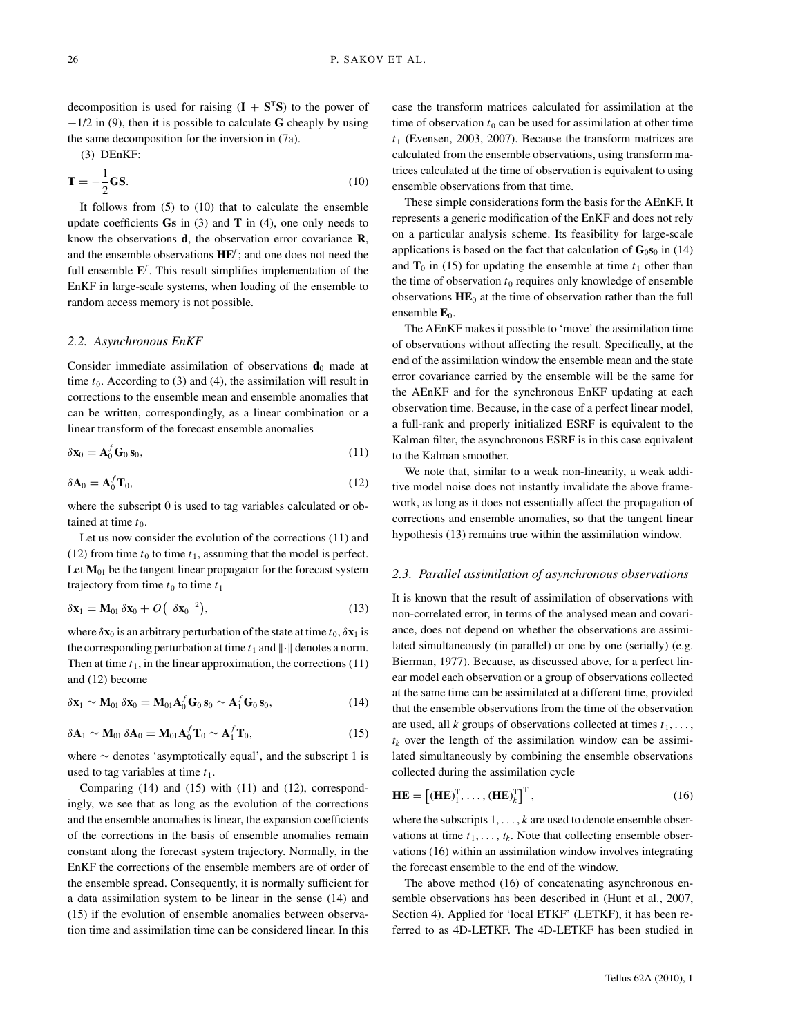decomposition is used for raising $(\mathbf{I} + \mathbf{S}^{\mathrm{T}}\mathbf{S})$ to the power of $-1/2$ in (9), then it is possible to calculate $\mathbf{G}$ cheaply by using the same decomposition for the inversion in (7a).

(3) DEnKF:

$$\mathbf{T} = -\frac{1}{2}\mathbf{G}\mathbf{S}. \tag{10}$$

It follows from (5) to (10) that to calculate the ensemble update coefficients $\mathbf{G}\mathbf{s}$ in (3) and $\mathbf{T}$ in (4), one only needs to know the observations $\mathbf{d}$, the observation error covariance $\mathbf{R}$, and the ensemble observations $\mathbf{H}\mathbf{E}^f$; and one does not need the full ensemble $\mathbf{E}^f$. This result simplifies implementation of the EnKF in large-scale systems, when loading of the ensemble to random access memory is not possible.

### 2.2. Asynchronous EnKF

Consider immediate assimilation of observations $\mathbf{d}_0$ made at time $t_0$. According to (3) and (4), the assimilation will result in corrections to the ensemble mean and ensemble anomalies that can be written, correspondingly, as a linear combination or a linear transform of the forecast ensemble anomalies

$$\delta\mathbf{x}_0 = \mathbf{A}_0^f \mathbf{G}_0 \mathbf{s}_0, \tag{11}$$

$$\delta\mathbf{A}_0 = \mathbf{A}_0^f \mathbf{T}_0, \tag{12}$$

where the subscript 0 is used to tag variables calculated or obtained at time $t_0$.

Let us now consider the evolution of the corrections (11) and (12) from time $t_0$ to time $t_1$, assuming that the model is perfect. Let $\mathbf{M}_{01}$ be the tangent linear propagator for the forecast system trajectory from time $t_0$ to time $t_1$

$$\delta\mathbf{x}_1 = \mathbf{M}_{01}\,\delta\mathbf{x}_0 + O\left(\|\delta\mathbf{x}_0\|^2\right), \tag{13}$$

where $\delta\mathbf{x}_0$ is an arbitrary perturbation of the state at time $t_0$, $\delta\mathbf{x}_1$ is the corresponding perturbation at time $t_1$ and $\|\cdot\|$ denotes a norm. Then at time $t_1$, in the linear approximation, the corrections (11) and (12) become

$$\delta\mathbf{x}_1 \sim \mathbf{M}_{01}\,\delta\mathbf{x}_0 = \mathbf{M}_{01}\mathbf{A}_0^f \mathbf{G}_0\,\mathbf{s}_0 \sim \mathbf{A}_1^f \mathbf{G}_0\,\mathbf{s}_0, \tag{14}$$

$$\delta\mathbf{A}_1 \sim \mathbf{M}_{01}\,\delta\mathbf{A}_0 = \mathbf{M}_{01}\mathbf{A}_0^f \mathbf{T}_0 \sim \mathbf{A}_1^f \mathbf{T}_0, \tag{15}$$

where $\sim$ denotes 'asymptotically equal', and the subscript 1 is used to tag variables at time $t_1$.

Comparing (14) and (15) with (11) and (12), correspondingly, we see that as long as the evolution of the corrections and the ensemble anomalies is linear, the expansion coefficients of the corrections in the basis of ensemble anomalies remain constant along the forecast system trajectory. Normally, in the EnKF the corrections of the ensemble members are of order of the ensemble spread. Consequently, it is normally sufficient for a data assimilation system to be linear in the sense (14) and (15) if the evolution of ensemble anomalies between observation time and assimilation time can be considered linear. In this case the transform matrices calculated for assimilation at the time of observation $t_0$ can be used for assimilation at other time $t_1$ (Evensen, 2003, 2007). Because the transform matrices are calculated from the ensemble observations, using transform matrices calculated at the time of observation is equivalent to using ensemble observations from that time.

These simple considerations form the basis for the AEnKF. It represents a generic modification of the EnKF and does not rely on a particular analysis scheme. Its feasibility for large-scale applications is based on the fact that calculation of $\mathbf{G}_0\mathbf{s}_0$ in (14) and $\mathbf{T}_0$ in (15) for updating the ensemble at time $t_1$ other than the time of observation $t_0$ requires only knowledge of ensemble observations $\mathbf{H}\mathbf{E}_0$ at the time of observation rather than the full ensemble $\mathbf{E}_0$.

The AEnKF makes it possible to 'move' the assimilation time of observations without affecting the result. Specifically, at the end of the assimilation window the ensemble mean and the state error covariance carried by the ensemble will be the same for the AEnKF and for the synchronous EnKF updating at each observation time. Because, in the case of a perfect linear model, a full-rank and properly initialized ESRF is equivalent to the Kalman filter, the asynchronous ESRF is in this case equivalent to the Kalman smoother.

We note that, similar to a weak non-linearity, a weak additive model noise does not instantly invalidate the above framework, as long as it does not essentially affect the propagation of corrections and ensemble anomalies, so that the tangent linear hypothesis (13) remains true within the assimilation window.

### 2.3. Parallel assimilation of asynchronous observations

It is known that the result of assimilation of observations with non-correlated error, in terms of the analysed mean and covariance, does not depend on whether the observations are assimilated simultaneously (in parallel) or one by one (serially) (e.g. Bierman, 1977). Because, as discussed above, for a perfect linear model each observation or a group of observations collected at the same time can be assimilated at a different time, provided that the ensemble observations from the time of the observation are used, all $k$ groups of observations collected at times $t_1, \ldots, t_k$ over the length of the assimilation window can be assimilated simultaneously by combining the ensemble observations collected during the assimilation cycle

$$\mathbf{H}\mathbf{E} = \left[(\mathbf{H}\mathbf{E})_1^{\mathrm{T}}, \ldots, (\mathbf{H}\mathbf{E})_k^{\mathrm{T}}\right]^{\mathrm{T}}, \tag{16}$$

where the subscripts $1, \ldots, k$ are used to denote ensemble observations at time $t_1, \ldots, t_k$. Note that collecting ensemble observations (16) within an assimilation window involves integrating the forecast ensemble to the end of the window.

The above method (16) of concatenating asynchronous ensemble observations has been described in (Hunt et al., 2007, Section 4). Applied for 'local ETKF' (LETKF), it has been referred to as 4D-LETKF. The 4D-LETKF has been studied in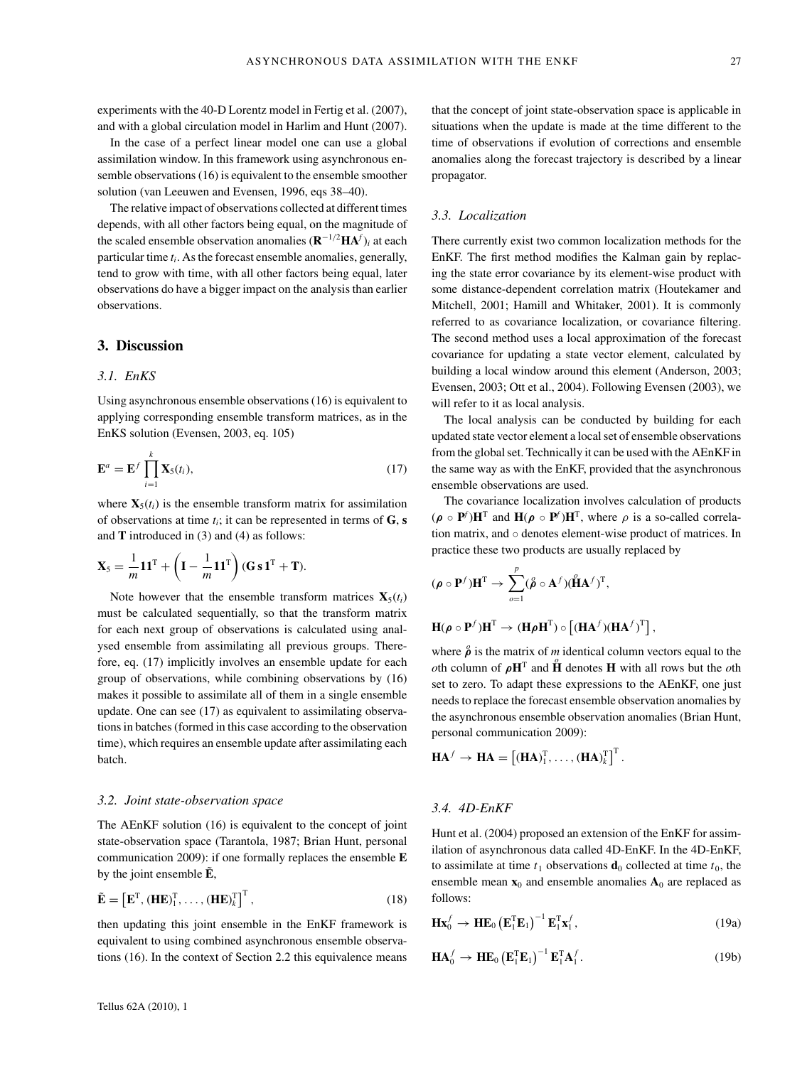experiments with the 40-D Lorentz model in Fertig et al. (2007), and with a global circulation model in Harlim and Hunt (2007).

In the case of a perfect linear model one can use a global assimilation window. In this framework using asynchronous ensemble observations (16) is equivalent to the ensemble smoother solution (van Leeuwen and Evensen, 1996, eqs 38–40).

The relative impact of observations collected at different times depends, with all other factors being equal, on the magnitude of the scaled ensemble observation anomalies $(\mathbf{R}^{-1/2}\mathbf{H}\mathbf{A}^f)_i$ at each particular time $t_i$. As the forecast ensemble anomalies, generally, tend to grow with time, with all other factors being equal, later observations do have a bigger impact on the analysis than earlier observations.

## 3. Discussion

### *3.1. EnKS*

Using asynchronous ensemble observations (16) is equivalent to applying corresponding ensemble transform matrices, as in the EnKS solution (Evensen, 2003, eq. 105)

$$\mathbf{E}^a = \mathbf{E}^f \prod_{i=1}^{k} \mathbf{X}_5(t_i), \tag{17}$$

where $\mathbf{X}_5(t_i)$ is the ensemble transform matrix for assimilation of observations at time $t_i$; it can be represented in terms of $\mathbf{G}$, $\mathbf{s}$ and $\mathbf{T}$ introduced in (3) and (4) as follows:

$$\mathbf{X}_5 = \frac{1}{m}\mathbf{1}\mathbf{1}^{\mathrm{T}} + \left(\mathbf{I} - \frac{1}{m}\mathbf{1}\mathbf{1}^{\mathrm{T}}\right)(\mathbf{G}\,\mathbf{s}\,\mathbf{1}^{\mathrm{T}} + \mathbf{T}).$$

Note however that the ensemble transform matrices $\mathbf{X}_5(t_i)$ must be calculated sequentially, so that the transform matrix for each next group of observations is calculated using analysed ensemble from assimilating all previous groups. Therefore, eq. (17) implicitly involves an ensemble update for each group of observations, while combining observations by (16) makes it possible to assimilate all of them in a single ensemble update. One can see (17) as equivalent to assimilating observations in batches (formed in this case according to the observation time), which requires an ensemble update after assimilating each batch.

### *3.2. Joint state-observation space*

The AEnKF solution (16) is equivalent to the concept of joint state-observation space (Tarantola, 1987; Brian Hunt, personal communication 2009): if one formally replaces the ensemble $\mathbf{E}$ by the joint ensemble $\tilde{\mathbf{E}}$,

$$\tilde{\mathbf{E}} = \left[\mathbf{E}^{\mathrm{T}}, (\mathbf{H}\mathbf{E})_1^{\mathrm{T}}, \ldots, (\mathbf{H}\mathbf{E})_k^{\mathrm{T}}\right]^{\mathrm{T}}, \tag{18}$$

then updating this joint ensemble in the EnKF framework is equivalent to using combined asynchronous ensemble observations (16). In the context of Section 2.2 this equivalence means that the concept of joint state-observation space is applicable in situations when the update is made at the time different to the time of observations if evolution of corrections and ensemble anomalies along the forecast trajectory is described by a linear propagator.

### *3.3. Localization*

There currently exist two common localization methods for the EnKF. The first method modifies the Kalman gain by replacing the state error covariance by its element-wise product with some distance-dependent correlation matrix (Houtekamer and Mitchell, 2001; Hamill and Whitaker, 2001). It is commonly referred to as covariance localization, or covariance filtering. The second method uses a local approximation of the forecast covariance for updating a state vector element, calculated by building a local window around this element (Anderson, 2003; Evensen, 2003; Ott et al., 2004). Following Evensen (2003), we will refer to it as local analysis.

The local analysis can be conducted by building for each updated state vector element a local set of ensemble observations from the global set. Technically it can be used with the AEnKF in the same way as with the EnKF, provided that the asynchronous ensemble observations are used.

The covariance localization involves calculation of products $(\boldsymbol{\rho} \circ \mathbf{P}^f)\mathbf{H}^{\mathrm{T}}$ and $\mathbf{H}(\boldsymbol{\rho} \circ \mathbf{P}^f)\mathbf{H}^{\mathrm{T}}$, where $\rho$ is a so-called correlation matrix, and $\circ$ denotes element-wise product of matrices. In practice these two products are usually replaced by

$$(\boldsymbol{\rho} \circ \mathbf{P}^f)\mathbf{H}^{\mathrm{T}} \rightarrow \sum_{o=1}^{p} (\overset{o}{\boldsymbol{\rho}} \circ \mathbf{A}^f)(\overset{o}{\mathbf{H}}\mathbf{A}^f)^{\mathrm{T}},$$

$$\mathbf{H}(\boldsymbol{\rho} \circ \mathbf{P}^f)\mathbf{H}^{\mathrm{T}} \rightarrow (\mathbf{H}\boldsymbol{\rho}\mathbf{H}^{\mathrm{T}}) \circ \left[(\mathbf{H}\mathbf{A}^f)(\mathbf{H}\mathbf{A}^f)^{\mathrm{T}}\right],$$

where $\overset{o}{\boldsymbol{\rho}}$ is the matrix of $m$ identical column vectors equal to the $o$th column of $\boldsymbol{\rho}\mathbf{H}^{\mathrm{T}}$ and $\overset{o}{\mathbf{H}}$ denotes $\mathbf{H}$ with all rows but the $o$th set to zero. To adapt these expressions to the AEnKF, one just needs to replace the forecast ensemble observation anomalies by the asynchronous ensemble observation anomalies (Brian Hunt, personal communication 2009):

$$\mathbf{H}\mathbf{A}^f \rightarrow \mathbf{H}\mathbf{A} = \left[(\mathbf{H}\mathbf{A})_1^{\mathrm{T}}, \ldots, (\mathbf{H}\mathbf{A})_k^{\mathrm{T}}\right]^{\mathrm{T}}.$$

### *3.4. 4D-EnKF*

Hunt et al. (2004) proposed an extension of the EnKF for assimilation of asynchronous data called 4D-EnKF. In the 4D-EnKF, to assimilate at time $t_1$ observations $\mathbf{d}_0$ collected at time $t_0$, the ensemble mean $\mathbf{x}_0$ and ensemble anomalies $\mathbf{A}_0$ are replaced as follows:

$$\mathbf{H}\mathbf{x}_0^f \rightarrow \mathbf{H}\mathbf{E}_0\left(\mathbf{E}_1^{\mathrm{T}}\mathbf{E}_1\right)^{-1}\mathbf{E}_1^{\mathrm{T}}\mathbf{x}_1^f, \tag{19a}$$

$$\mathbf{H}\mathbf{A}_0^f \rightarrow \mathbf{H}\mathbf{E}_0\left(\mathbf{E}_1^{\mathrm{T}}\mathbf{E}_1\right)^{-1}\mathbf{E}_1^{\mathrm{T}}\mathbf{A}_1^f. \tag{19b}$$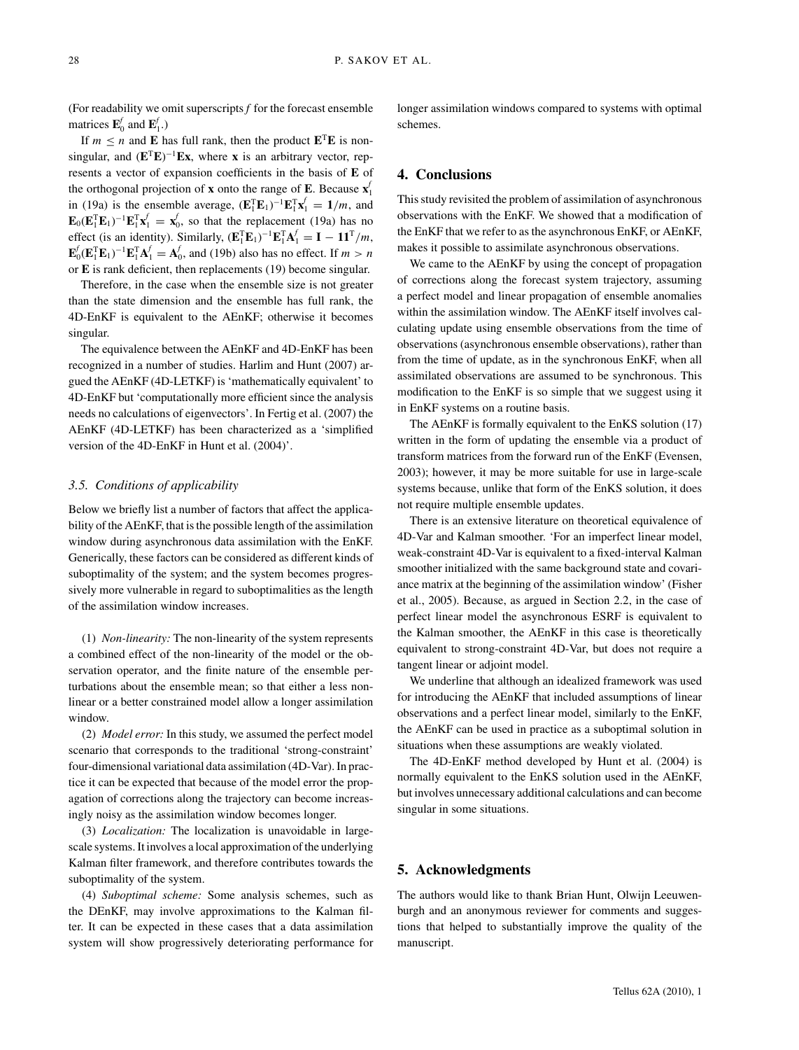(For readability we omit superscripts $f$ for the forecast ensemble matrices $\mathbf{E}_0^f$ and $\mathbf{E}_1^f$.)

If $m \le n$ and $\mathbf{E}$ has full rank, then the product $\mathbf{E}^{\mathrm{T}}\mathbf{E}$ is non-singular, and $(\mathbf{E}^{\mathrm{T}}\mathbf{E})^{-1}\mathbf{E}\mathbf{x}$, where $\mathbf{x}$ is an arbitrary vector, represents a vector of expansion coefficients in the basis of $\mathbf{E}$ of the orthogonal projection of $\mathbf{x}$ onto the range of $\mathbf{E}$. Because $\mathbf{x}_1^f$ in (19a) is the ensemble average, $(\mathbf{E}_1^{\mathrm{T}}\mathbf{E}_1)^{-1}\mathbf{E}_1^{\mathrm{T}}\mathbf{x}_1^f = \mathbf{1}/m$, and $\mathbf{E}_0(\mathbf{E}_1^{\mathrm{T}}\mathbf{E}_1)^{-1}\mathbf{E}_1^{\mathrm{T}}\mathbf{x}_1^f = \mathbf{x}_0^f$, so that the replacement (19a) has no effect (is an identity). Similarly, $(\mathbf{E}_1^{\mathrm{T}}\mathbf{E}_1)^{-1}\mathbf{E}_1^{\mathrm{T}}\mathbf{A}_1^f = \mathbf{I} - \mathbf{1}\mathbf{1}^{\mathrm{T}}/m$, $\mathbf{E}_0^f(\mathbf{E}_1^{\mathrm{T}}\mathbf{E}_1)^{-1}\mathbf{E}_1^{\mathrm{T}}\mathbf{A}_1^f = \mathbf{A}_0^f$, and (19b) also has no effect. If $m > n$ or $\mathbf{E}$ is rank deficient, then replacements (19) become singular.

Therefore, in the case when the ensemble size is not greater than the state dimension and the ensemble has full rank, the 4D-EnKF is equivalent to the AEnKF; otherwise it becomes singular.

The equivalence between the AEnKF and 4D-EnKF has been recognized in a number of studies. Harlim and Hunt (2007) argued the AEnKF (4D-LETKF) is 'mathematically equivalent' to 4D-EnKF but 'computationally more efficient since the analysis needs no calculations of eigenvectors'. In Fertig et al. (2007) the AEnKF (4D-LETKF) has been characterized as a 'simplified version of the 4D-EnKF in Hunt et al. (2004)'.

### 3.5. Conditions of applicability

Below we briefly list a number of factors that affect the applicability of the AEnKF, that is the possible length of the assimilation window during asynchronous data assimilation with the EnKF. Generically, these factors can be considered as different kinds of suboptimality of the system; and the system becomes progressively more vulnerable in regard to suboptimalities as the length of the assimilation window increases.

(1) *Non-linearity:* The non-linearity of the system represents a combined effect of the non-linearity of the model or the observation operator, and the finite nature of the ensemble perturbations about the ensemble mean; so that either a less non-linear or a better constrained model allow a longer assimilation window.

(2) *Model error:* In this study, we assumed the perfect model scenario that corresponds to the traditional 'strong-constraint' four-dimensional variational data assimilation (4D-Var). In practice it can be expected that because of the model error the propagation of corrections along the trajectory can become increasingly noisy as the assimilation window becomes longer.

(3) *Localization:* The localization is unavoidable in large-scale systems. It involves a local approximation of the underlying Kalman filter framework, and therefore contributes towards the suboptimality of the system.

(4) *Suboptimal scheme:* Some analysis schemes, such as the DEnKF, may involve approximations to the Kalman filter. It can be expected in these cases that a data assimilation system will show progressively deteriorating performance for longer assimilation windows compared to systems with optimal schemes.

## 4. Conclusions

This study revisited the problem of assimilation of asynchronous observations with the EnKF. We showed that a modification of the EnKF that we refer to as the asynchronous EnKF, or AEnKF, makes it possible to assimilate asynchronous observations.

We came to the AEnKF by using the concept of propagation of corrections along the forecast system trajectory, assuming a perfect model and linear propagation of ensemble anomalies within the assimilation window. The AEnKF itself involves calculating update using ensemble observations from the time of observations (asynchronous ensemble observations), rather than from the time of update, as in the synchronous EnKF, when all assimilated observations are assumed to be synchronous. This modification to the EnKF is so simple that we suggest using it in EnKF systems on a routine basis.

The AEnKF is formally equivalent to the EnKS solution (17) written in the form of updating the ensemble via a product of transform matrices from the forward run of the EnKF (Evensen, 2003); however, it may be more suitable for use in large-scale systems because, unlike that form of the EnKS solution, it does not require multiple ensemble updates.

There is an extensive literature on theoretical equivalence of 4D-Var and Kalman smoother. 'For an imperfect linear model, weak-constraint 4D-Var is equivalent to a fixed-interval Kalman smoother initialized with the same background state and covariance matrix at the beginning of the assimilation window' (Fisher et al., 2005). Because, as argued in Section 2.2, in the case of perfect linear model the asynchronous ESRF is equivalent to the Kalman smoother, the AEnKF in this case is theoretically equivalent to strong-constraint 4D-Var, but does not require a tangent linear or adjoint model.

We underline that although an idealized framework was used for introducing the AEnKF that included assumptions of linear observations and a perfect linear model, similarly to the EnKF, the AEnKF can be used in practice as a suboptimal solution in situations when these assumptions are weakly violated.

The 4D-EnKF method developed by Hunt et al. (2004) is normally equivalent to the EnKS solution used in the AEnKF, but involves unnecessary additional calculations and can become singular in some situations.

## 5. Acknowledgments

The authors would like to thank Brian Hunt, Olwijn Leeuwenburgh and an anonymous reviewer for comments and suggestions that helped to substantially improve the quality of the manuscript.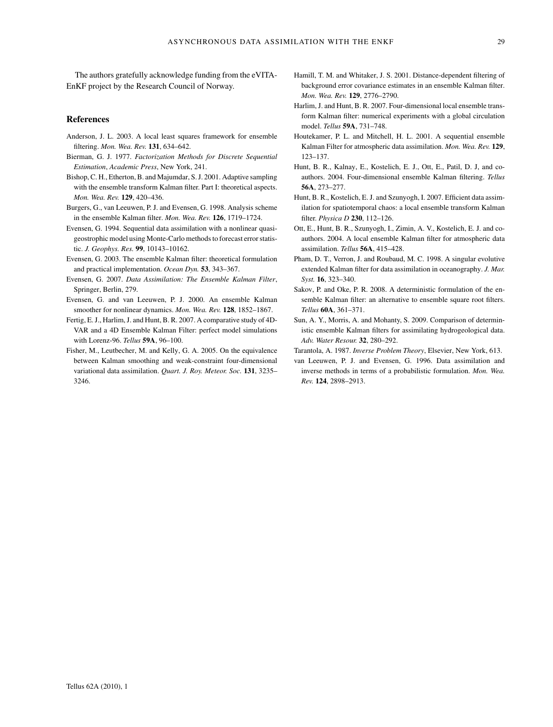The authors gratefully acknowledge funding from the eVITA-EnKF project by the Research Council of Norway.

## References

Anderson, J. L. 2003. A local least squares framework for ensemble filtering. *Mon. Wea. Rev.* **131**, 634–642.

Bierman, G. J. 1977. *Factorization Methods for Discrete Sequential Estimation*, *Academic Press*, New York, 241.

Bishop, C. H., Etherton, B. and Majumdar, S. J. 2001. Adaptive sampling with the ensemble transform Kalman filter. Part I: theoretical aspects. *Mon. Wea. Rev.* **129**, 420–436.

Burgers, G., van Leeuwen, P. J. and Evensen, G. 1998. Analysis scheme in the ensemble Kalman filter. *Mon. Wea. Rev.* **126**, 1719–1724.

Evensen, G. 1994. Sequential data assimilation with a nonlinear quasi-geostrophic model using Monte-Carlo methods to forecast error statistic. *J. Geophys. Res.* **99**, 10143–10162.

Evensen, G. 2003. The ensemble Kalman filter: theoretical formulation and practical implementation. *Ocean Dyn.* **53**, 343–367.

Evensen, G. 2007. *Data Assimilation: The Ensemble Kalman Filter*, Springer, Berlin, 279.

Evensen, G. and van Leeuwen, P. J. 2000. An ensemble Kalman smoother for nonlinear dynamics. *Mon. Wea. Rev.* **128**, 1852–1867.

Fertig, E. J., Harlim, J. and Hunt, B. R. 2007. A comparative study of 4D-VAR and a 4D Ensemble Kalman Filter: perfect model simulations with Lorenz-96. *Tellus* **59A**, 96–100.

Fisher, M., Leutbecher, M. and Kelly, G. A. 2005. On the equivalence between Kalman smoothing and weak-constraint four-dimensional variational data assimilation. *Quart. J. Roy. Meteor. Soc.* **131**, 3235–3246.

Hamill, T. M. and Whitaker, J. S. 2001. Distance-dependent filtering of background error covariance estimates in an ensemble Kalman filter. *Mon. Wea. Rev.* **129**, 2776–2790.

Harlim, J. and Hunt, B. R. 2007. Four-dimensional local ensemble transform Kalman filter: numerical experiments with a global circulation model. *Tellus* **59A**, 731–748.

Houtekamer, P. L. and Mitchell, H. L. 2001. A sequential ensemble Kalman Filter for atmospheric data assimilation. *Mon. Wea. Rev.* **129**, 123–137.

Hunt, B. R., Kalnay, E., Kostelich, E. J., Ott, E., Patil, D. J, and co-authors. 2004. Four-dimensional ensemble Kalman filtering. *Tellus* **56A**, 273–277.

Hunt, B. R., Kostelich, E. J. and Szunyogh, I. 2007. Efficient data assimilation for spatiotemporal chaos: a local ensemble transform Kalman filter. *Physica D* **230**, 112–126.

Ott, E., Hunt, B. R., Szunyogh, I., Zimin, A. V., Kostelich, E. J. and co-authors. 2004. A local ensemble Kalman filter for atmospheric data assimilation. *Tellus* **56A**, 415–428.

Pham, D. T., Verron, J. and Roubaud, M. C. 1998. A singular evolutive extended Kalman filter for data assimilation in oceanography. *J. Mar. Syst.* **16**, 323–340.

Sakov, P. and Oke, P. R. 2008. A deterministic formulation of the ensemble Kalman filter: an alternative to ensemble square root filters. *Tellus* **60A**, 361–371.

Sun, A. Y., Morris, A. and Mohanty, S. 2009. Comparison of deterministic ensemble Kalman filters for assimilating hydrogeological data. *Adv. Water Resour.* **32**, 280–292.

Tarantola, A. 1987. *Inverse Problem Theory*, Elsevier, New York, 613.

van Leeuwen, P. J. and Evensen, G. 1996. Data assimilation and inverse methods in terms of a probabilistic formulation. *Mon. Wea. Rev.* **124**, 2898–2913.